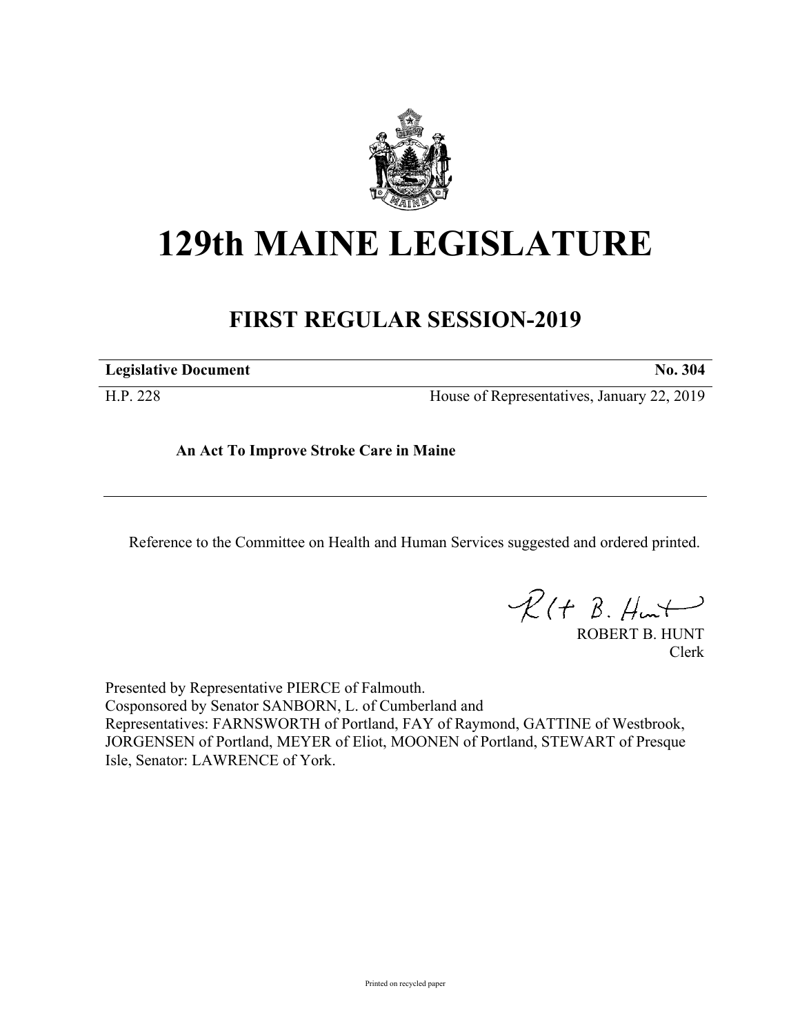# 129th MAINE LEGISLATURE

## FIRST REGULAR SESSION-2019

**Legislative Document** **No. 304**

H.P. 228 House of Representatives, January 22, 2019

**An Act To Improve Stroke Care in Maine**

---

Reference to the Committee on Health and Human Services suggested and ordered printed.

ROBERT B. HUNT
Clerk

Presented by Representative PIERCE of Falmouth.
Cosponsored by Senator SANBORN, L. of Cumberland and
Representatives: FARNSWORTH of Portland, FAY of Raymond, GATTINE of Westbrook, JORGENSEN of Portland, MEYER of Eliot, MOONEN of Portland, STEWART of Presque Isle, Senator: LAWRENCE of York.

Printed on recycled paper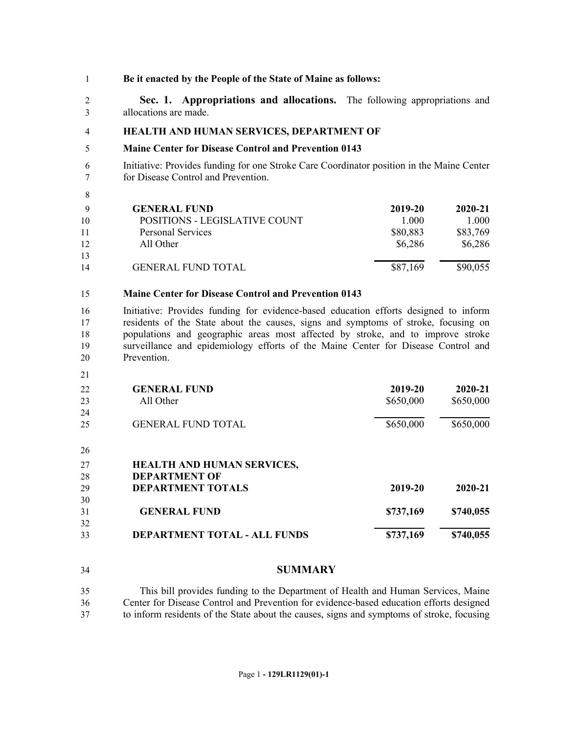**Be it enacted by the People of the State of Maine as follows:**

**Sec. 1. Appropriations and allocations.** The following appropriations and allocations are made.

**HEALTH AND HUMAN SERVICES, DEPARTMENT OF**

**Maine Center for Disease Control and Prevention 0143**

Initiative: Provides funding for one Stroke Care Coordinator position in the Maine Center for Disease Control and Prevention.

| **GENERAL FUND** | **2019-20** | **2020-21** |
|---|---|---|
| POSITIONS - LEGISLATIVE COUNT | 1.000 | 1.000 |
| Personal Services | $80,883 | $83,769 |
| All Other | $6,286 | $6,286 |
| GENERAL FUND TOTAL | $87,169 | $90,055 |

**Maine Center for Disease Control and Prevention 0143**

Initiative: Provides funding for evidence-based education efforts designed to inform residents of the State about the causes, signs and symptoms of stroke, focusing on populations and geographic areas most affected by stroke, and to improve stroke surveillance and epidemiology efforts of the Maine Center for Disease Control and Prevention.

| **GENERAL FUND** | **2019-20** | **2020-21** |
|---|---|---|
| All Other | $650,000 | $650,000 |
| GENERAL FUND TOTAL | $650,000 | $650,000 |

| **HEALTH AND HUMAN SERVICES, DEPARTMENT OF DEPARTMENT TOTALS** | **2019-20** | **2020-21** |
|---|---|---|
| **GENERAL FUND** | **$737,169** | **$740,055** |
| **DEPARTMENT TOTAL - ALL FUNDS** | **$737,169** | **$740,055** |

## SUMMARY

This bill provides funding to the Department of Health and Human Services, Maine Center for Disease Control and Prevention for evidence-based education efforts designed to inform residents of the State about the causes, signs and symptoms of stroke, focusing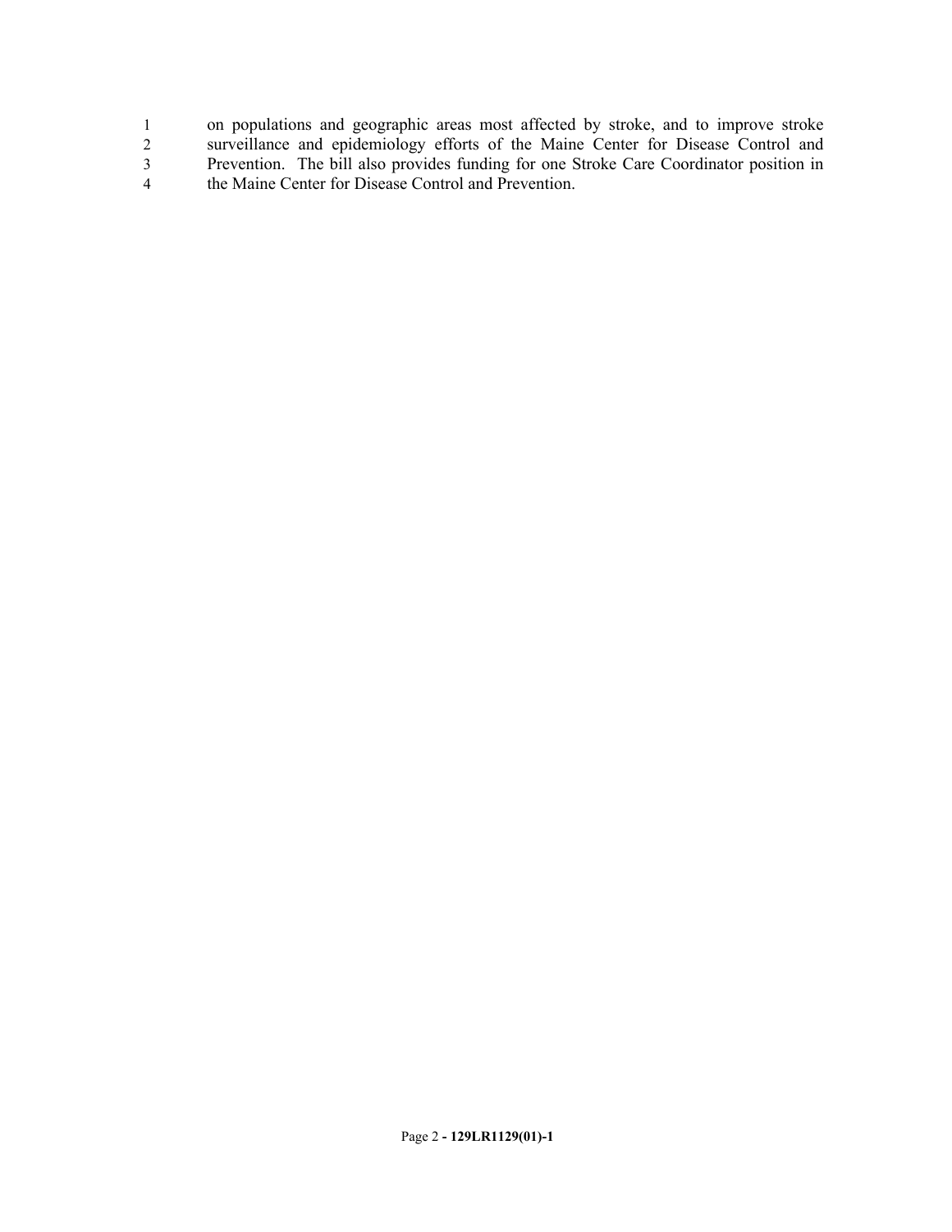on populations and geographic areas most affected by stroke, and to improve stroke surveillance and epidemiology efforts of the Maine Center for Disease Control and Prevention. The bill also provides funding for one Stroke Care Coordinator position in the Maine Center for Disease Control and Prevention.